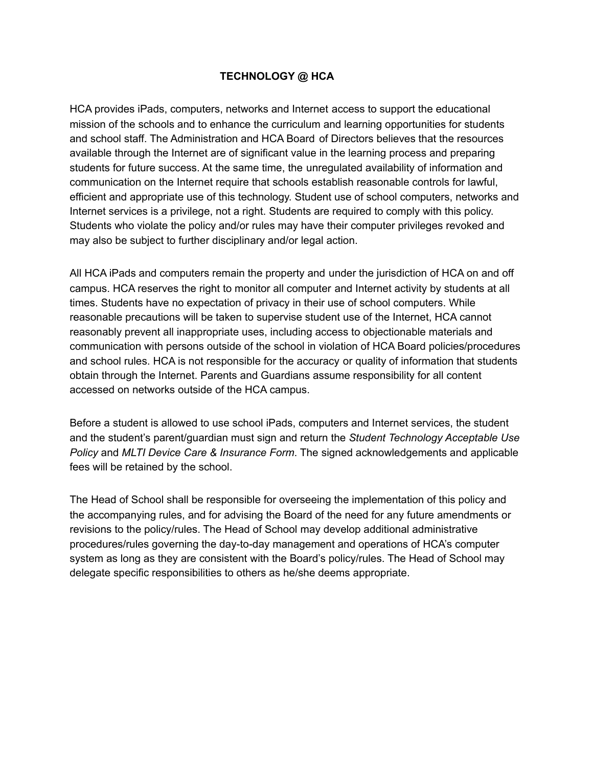# TECHNOLOGY @ HCA

HCA provides iPads, computers, networks and Internet access to support the educational mission of the schools and to enhance the curriculum and learning opportunities for students and school staff. The Administration and HCA Board of Directors believes that the resources available through the Internet are of significant value in the learning process and preparing students for future success. At the same time, the unregulated availability of information and communication on the Internet require that schools establish reasonable controls for lawful, efficient and appropriate use of this technology. Student use of school computers, networks and Internet services is a privilege, not a right. Students are required to comply with this policy. Students who violate the policy and/or rules may have their computer privileges revoked and may also be subject to further disciplinary and/or legal action.

All HCA iPads and computers remain the property and under the jurisdiction of HCA on and off campus. HCA reserves the right to monitor all computer and Internet activity by students at all times. Students have no expectation of privacy in their use of school computers. While reasonable precautions will be taken to supervise student use of the Internet, HCA cannot reasonably prevent all inappropriate uses, including access to objectionable materials and communication with persons outside of the school in violation of HCA Board policies/procedures and school rules. HCA is not responsible for the accuracy or quality of information that students obtain through the Internet. Parents and Guardians assume responsibility for all content accessed on networks outside of the HCA campus.

Before a student is allowed to use school iPads, computers and Internet services, the student and the student's parent/guardian must sign and return the *Student Technology Acceptable Use Policy* and *MLTI Device Care & Insurance Form*. The signed acknowledgements and applicable fees will be retained by the school.

The Head of School shall be responsible for overseeing the implementation of this policy and the accompanying rules, and for advising the Board of the need for any future amendments or revisions to the policy/rules. The Head of School may develop additional administrative procedures/rules governing the day-to-day management and operations of HCA's computer system as long as they are consistent with the Board's policy/rules. The Head of School may delegate specific responsibilities to others as he/she deems appropriate.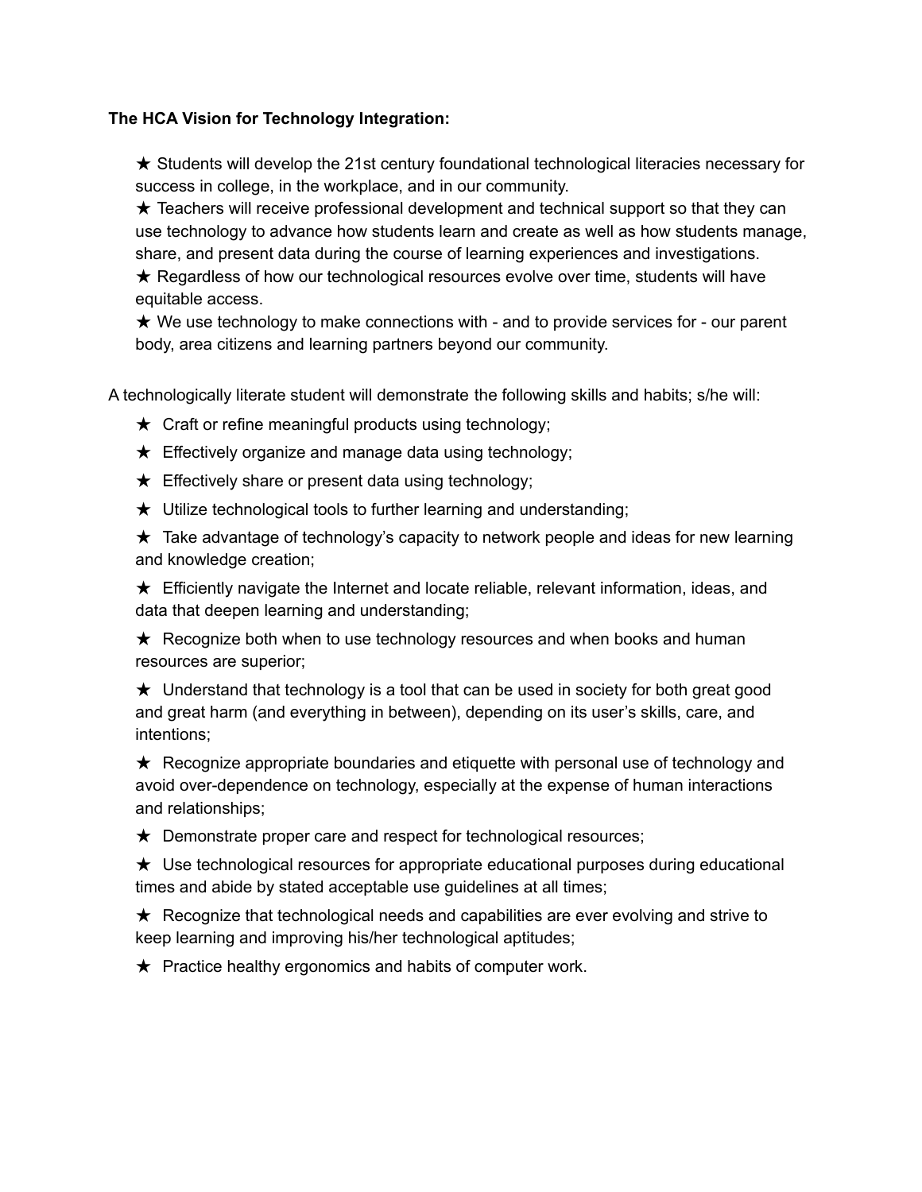**The HCA Vision for Technology Integration:**

★ Students will develop the 21st century foundational technological literacies necessary for success in college, in the workplace, and in our community.
★ Teachers will receive professional development and technical support so that they can use technology to advance how students learn and create as well as how students manage, share, and present data during the course of learning experiences and investigations.
★ Regardless of how our technological resources evolve over time, students will have equitable access.
★ We use technology to make connections with - and to provide services for - our parent body, area citizens and learning partners beyond our community.

A technologically literate student will demonstrate the following skills and habits; s/he will:

★ Craft or refine meaningful products using technology;

★ Effectively organize and manage data using technology;

★ Effectively share or present data using technology;

★ Utilize technological tools to further learning and understanding;

★ Take advantage of technology's capacity to network people and ideas for new learning and knowledge creation;

★ Efficiently navigate the Internet and locate reliable, relevant information, ideas, and data that deepen learning and understanding;

★ Recognize both when to use technology resources and when books and human resources are superior;

★ Understand that technology is a tool that can be used in society for both great good and great harm (and everything in between), depending on its user's skills, care, and intentions;

★ Recognize appropriate boundaries and etiquette with personal use of technology and avoid over-dependence on technology, especially at the expense of human interactions and relationships;

★ Demonstrate proper care and respect for technological resources;

★ Use technological resources for appropriate educational purposes during educational times and abide by stated acceptable use guidelines at all times;

★ Recognize that technological needs and capabilities are ever evolving and strive to keep learning and improving his/her technological aptitudes;

★ Practice healthy ergonomics and habits of computer work.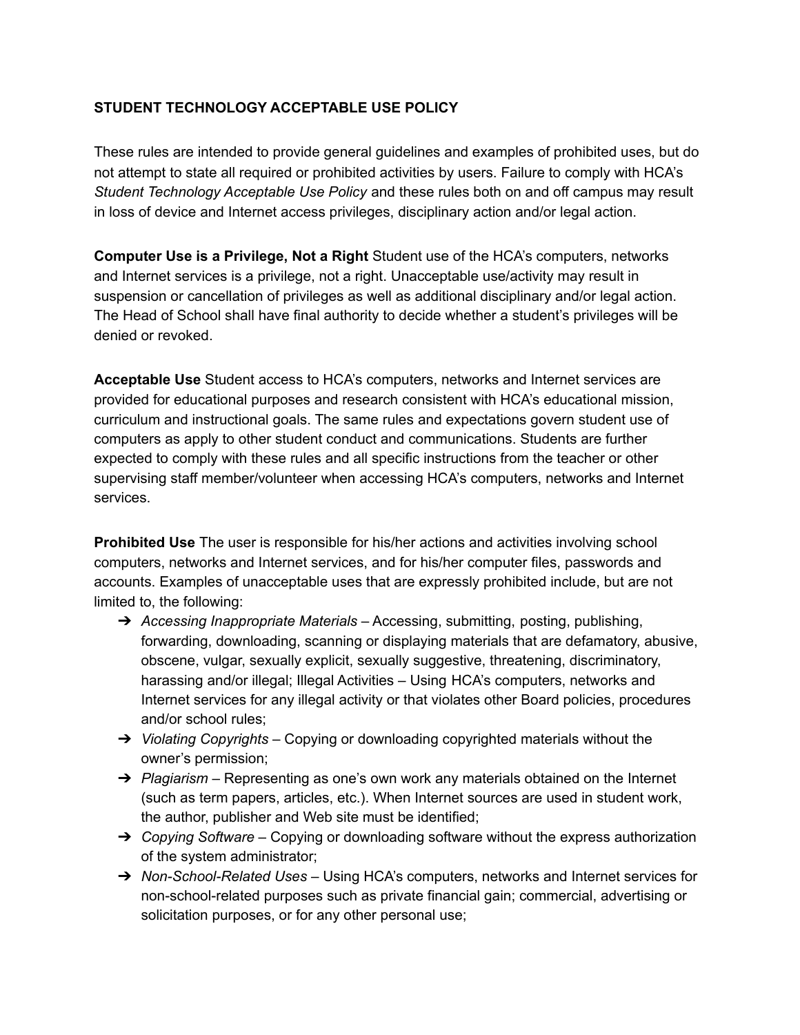## STUDENT TECHNOLOGY ACCEPTABLE USE POLICY

These rules are intended to provide general guidelines and examples of prohibited uses, but do not attempt to state all required or prohibited activities by users. Failure to comply with HCA's *Student Technology Acceptable Use Policy* and these rules both on and off campus may result in loss of device and Internet access privileges, disciplinary action and/or legal action.

**Computer Use is a Privilege, Not a Right** Student use of the HCA's computers, networks and Internet services is a privilege, not a right. Unacceptable use/activity may result in suspension or cancellation of privileges as well as additional disciplinary and/or legal action. The Head of School shall have final authority to decide whether a student's privileges will be denied or revoked.

**Acceptable Use** Student access to HCA's computers, networks and Internet services are provided for educational purposes and research consistent with HCA's educational mission, curriculum and instructional goals. The same rules and expectations govern student use of computers as apply to other student conduct and communications. Students are further expected to comply with these rules and all specific instructions from the teacher or other supervising staff member/volunteer when accessing HCA's computers, networks and Internet services.

**Prohibited Use** The user is responsible for his/her actions and activities involving school computers, networks and Internet services, and for his/her computer files, passwords and accounts. Examples of unacceptable uses that are expressly prohibited include, but are not limited to, the following:

- *Accessing Inappropriate Materials* – Accessing, submitting, posting, publishing, forwarding, downloading, scanning or displaying materials that are defamatory, abusive, obscene, vulgar, sexually explicit, sexually suggestive, threatening, discriminatory, harassing and/or illegal; Illegal Activities – Using HCA's computers, networks and Internet services for any illegal activity or that violates other Board policies, procedures and/or school rules;
- *Violating Copyrights* – Copying or downloading copyrighted materials without the owner's permission;
- *Plagiarism* – Representing as one's own work any materials obtained on the Internet (such as term papers, articles, etc.). When Internet sources are used in student work, the author, publisher and Web site must be identified;
- *Copying Software* – Copying or downloading software without the express authorization of the system administrator;
- *Non-School-Related Uses* – Using HCA's computers, networks and Internet services for non-school-related purposes such as private financial gain; commercial, advertising or solicitation purposes, or for any other personal use;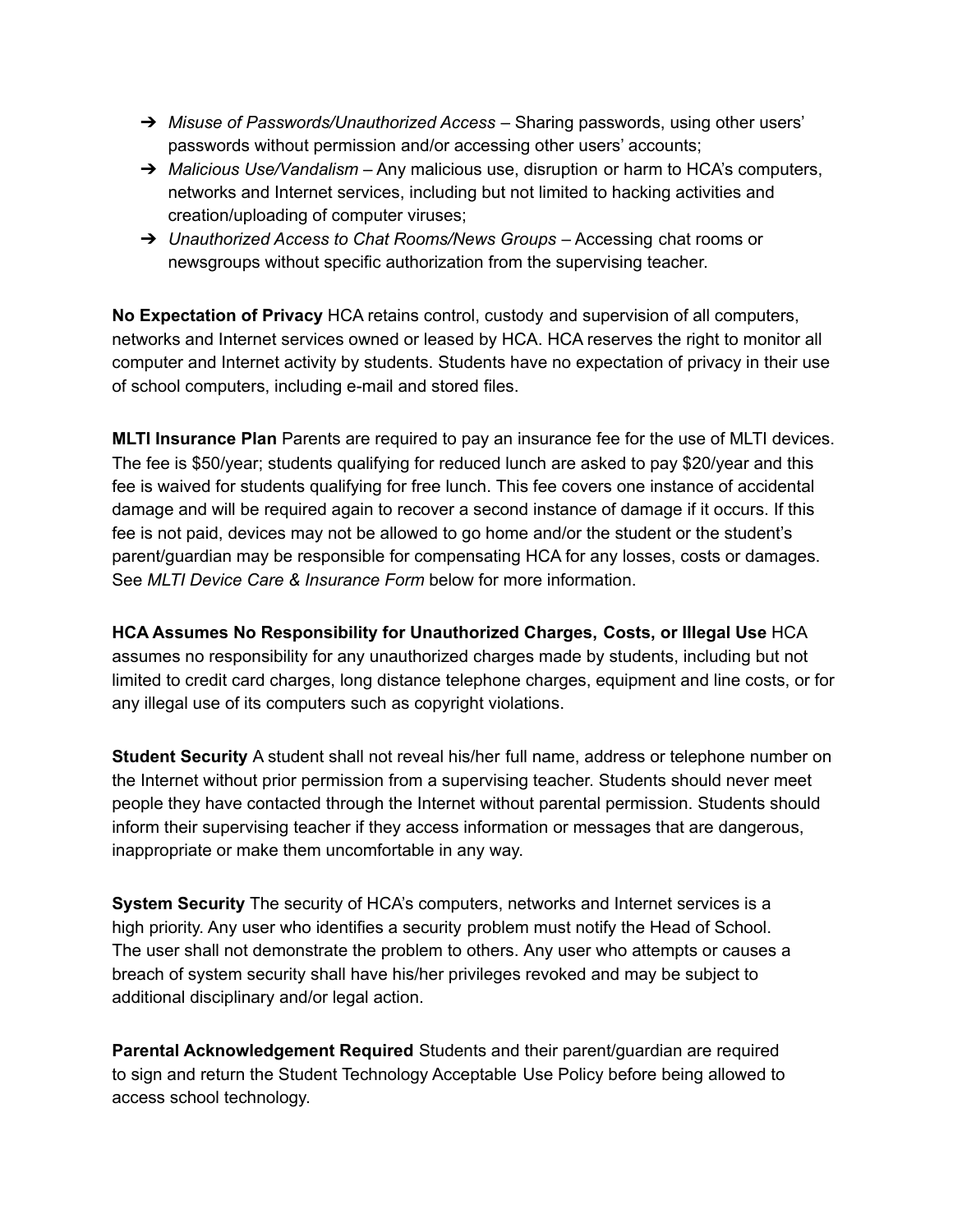- *Misuse of Passwords/Unauthorized Access* – Sharing passwords, using other users' passwords without permission and/or accessing other users' accounts;
- *Malicious Use/Vandalism* – Any malicious use, disruption or harm to HCA's computers, networks and Internet services, including but not limited to hacking activities and creation/uploading of computer viruses;
- *Unauthorized Access to Chat Rooms/News Groups* – Accessing chat rooms or newsgroups without specific authorization from the supervising teacher.

**No Expectation of Privacy** HCA retains control, custody and supervision of all computers, networks and Internet services owned or leased by HCA. HCA reserves the right to monitor all computer and Internet activity by students. Students have no expectation of privacy in their use of school computers, including e-mail and stored files.

**MLTI Insurance Plan** Parents are required to pay an insurance fee for the use of MLTI devices. The fee is $50/year; students qualifying for reduced lunch are asked to pay $20/year and this fee is waived for students qualifying for free lunch. This fee covers one instance of accidental damage and will be required again to recover a second instance of damage if it occurs. If this fee is not paid, devices may not be allowed to go home and/or the student or the student's parent/guardian may be responsible for compensating HCA for any losses, costs or damages. See *MLTI Device Care & Insurance Form* below for more information.

**HCA Assumes No Responsibility for Unauthorized Charges, Costs, or Illegal Use** HCA assumes no responsibility for any unauthorized charges made by students, including but not limited to credit card charges, long distance telephone charges, equipment and line costs, or for any illegal use of its computers such as copyright violations.

**Student Security** A student shall not reveal his/her full name, address or telephone number on the Internet without prior permission from a supervising teacher. Students should never meet people they have contacted through the Internet without parental permission. Students should inform their supervising teacher if they access information or messages that are dangerous, inappropriate or make them uncomfortable in any way.

**System Security** The security of HCA's computers, networks and Internet services is a high priority. Any user who identifies a security problem must notify the Head of School. The user shall not demonstrate the problem to others. Any user who attempts or causes a breach of system security shall have his/her privileges revoked and may be subject to additional disciplinary and/or legal action.

**Parental Acknowledgement Required** Students and their parent/guardian are required to sign and return the Student Technology Acceptable Use Policy before being allowed to access school technology.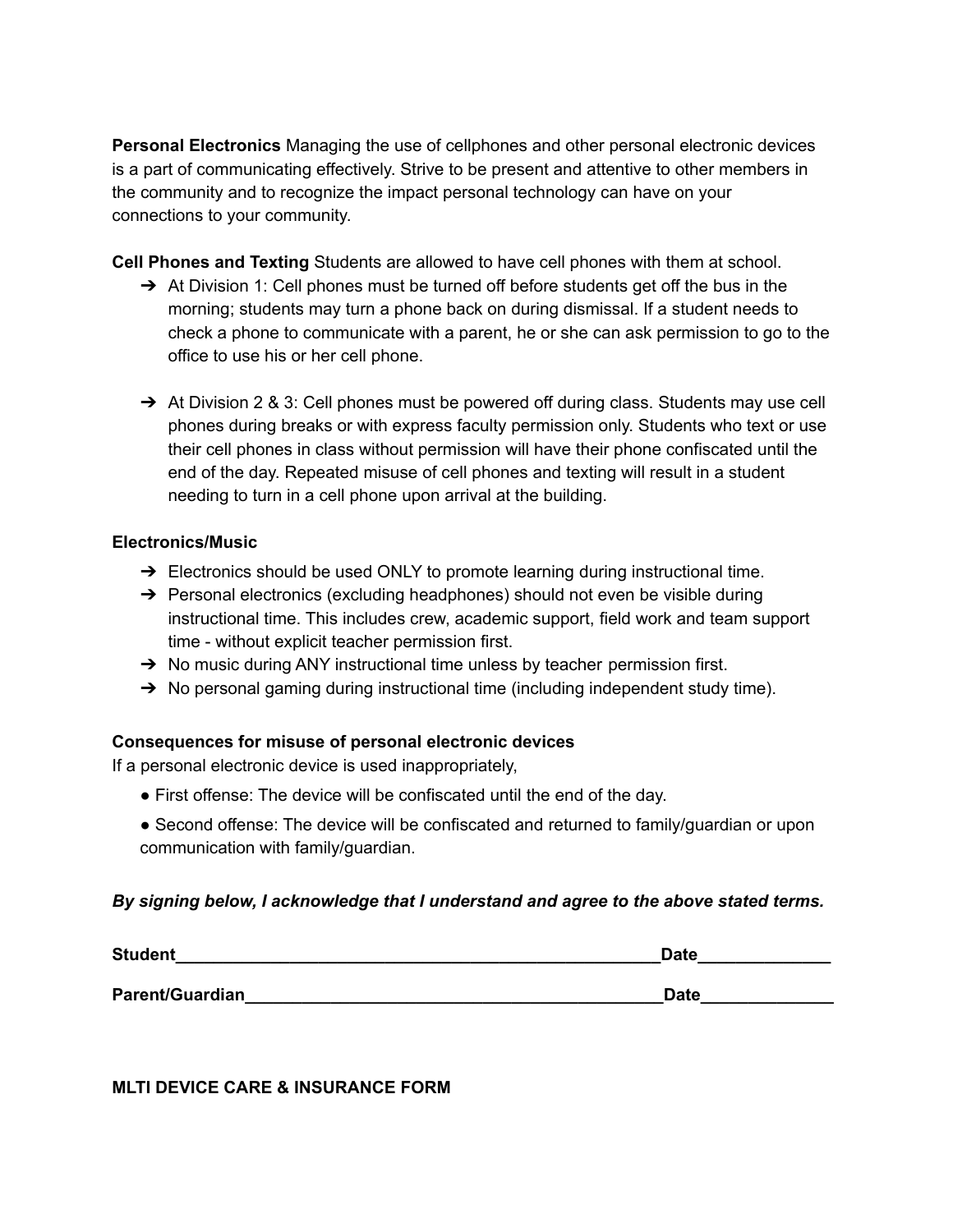**Personal Electronics** Managing the use of cellphones and other personal electronic devices is a part of communicating effectively. Strive to be present and attentive to other members in the community and to recognize the impact personal technology can have on your connections to your community.

**Cell Phones and Texting** Students are allowed to have cell phones with them at school.

- ➔ At Division 1: Cell phones must be turned off before students get off the bus in the morning; students may turn a phone back on during dismissal. If a student needs to check a phone to communicate with a parent, he or she can ask permission to go to the office to use his or her cell phone.

- ➔ At Division 2 & 3: Cell phones must be powered off during class. Students may use cell phones during breaks or with express faculty permission only. Students who text or use their cell phones in class without permission will have their phone confiscated until the end of the day. Repeated misuse of cell phones and texting will result in a student needing to turn in a cell phone upon arrival at the building.

**Electronics/Music**

- ➔ Electronics should be used ONLY to promote learning during instructional time.
- ➔ Personal electronics (excluding headphones) should not even be visible during instructional time. This includes crew, academic support, field work and team support time - without explicit teacher permission first.
- ➔ No music during ANY instructional time unless by teacher permission first.
- ➔ No personal gaming during instructional time (including independent study time).

**Consequences for misuse of personal electronic devices**

If a personal electronic device is used inappropriately,

- First offense: The device will be confiscated until the end of the day.
- Second offense: The device will be confiscated and returned to family/guardian or upon communication with family/guardian.

***By signing below, I acknowledge that I understand and agree to the above stated terms.***

**Student**_____________________________________________________**Date**_____________

**Parent/Guardian**______________________________________________**Date**_____________

**MLTI DEVICE CARE & INSURANCE FORM**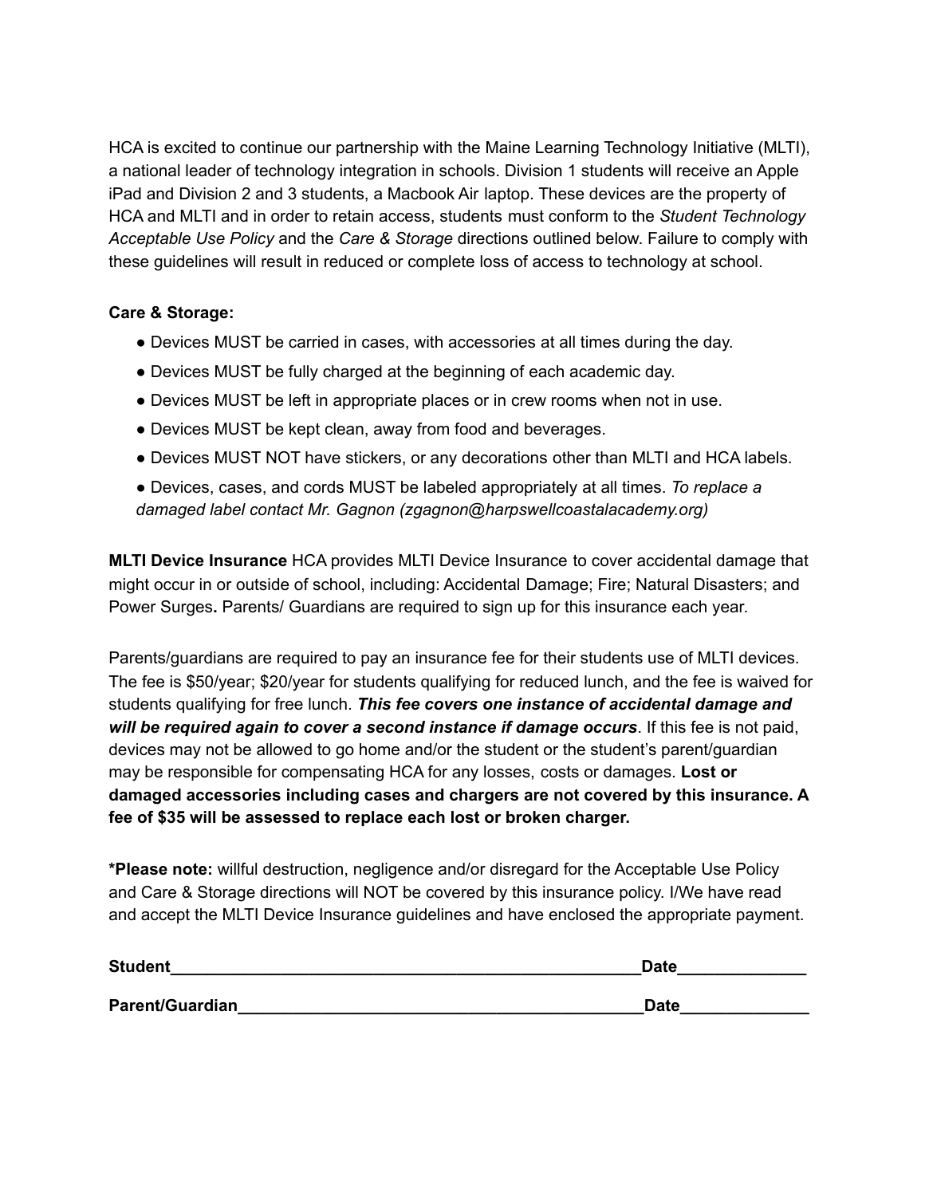HCA is excited to continue our partnership with the Maine Learning Technology Initiative (MLTI), a national leader of technology integration in schools. Division 1 students will receive an Apple iPad and Division 2 and 3 students, a Macbook Air laptop. These devices are the property of HCA and MLTI and in order to retain access, students must conform to the *Student Technology Acceptable Use Policy* and the *Care & Storage* directions outlined below. Failure to comply with these guidelines will result in reduced or complete loss of access to technology at school.

**Care & Storage:**

- Devices MUST be carried in cases, with accessories at all times during the day.
- Devices MUST be fully charged at the beginning of each academic day.
- Devices MUST be left in appropriate places or in crew rooms when not in use.
- Devices MUST be kept clean, away from food and beverages.
- Devices MUST NOT have stickers, or any decorations other than MLTI and HCA labels.
- Devices, cases, and cords MUST be labeled appropriately at all times. *To replace a damaged label contact Mr. Gagnon (zgagnon@harpswellcoastalacademy.org)*

**MLTI Device Insurance** HCA provides MLTI Device Insurance to cover accidental damage that might occur in or outside of school, including: Accidental Damage; Fire; Natural Disasters; and Power Surges**.** Parents/ Guardians are required to sign up for this insurance each year.

Parents/guardians are required to pay an insurance fee for their students use of MLTI devices. The fee is $50/year; $20/year for students qualifying for reduced lunch, and the fee is waived for students qualifying for free lunch. ***This fee covers one instance of accidental damage and will be required again to cover a second instance if damage occurs***. If this fee is not paid, devices may not be allowed to go home and/or the student or the student's parent/guardian may be responsible for compensating HCA for any losses, costs or damages. **Lost or damaged accessories including cases and chargers are not covered by this insurance. A fee of $35 will be assessed to replace each lost or broken charger.**

***Please note:** willful destruction, negligence and/or disregard for the Acceptable Use Policy and Care & Storage directions will NOT be covered by this insurance policy. I/We have read and accept the MLTI Device Insurance guidelines and have enclosed the appropriate payment.

**Student**\_\_\_\_\_\_\_\_\_\_\_\_\_\_\_\_\_\_\_\_\_\_\_\_\_\_\_\_\_\_\_\_\_\_\_\_\_\_\_\_\_\_\_\_\_\_\_\_\_\_**Date**\_\_\_\_\_\_\_\_\_\_\_\_\_\_

**Parent/Guardian**\_\_\_\_\_\_\_\_\_\_\_\_\_\_\_\_\_\_\_\_\_\_\_\_\_\_\_\_\_\_\_\_\_\_\_\_\_\_\_\_\_\_\_\_**Date**\_\_\_\_\_\_\_\_\_\_\_\_\_\_